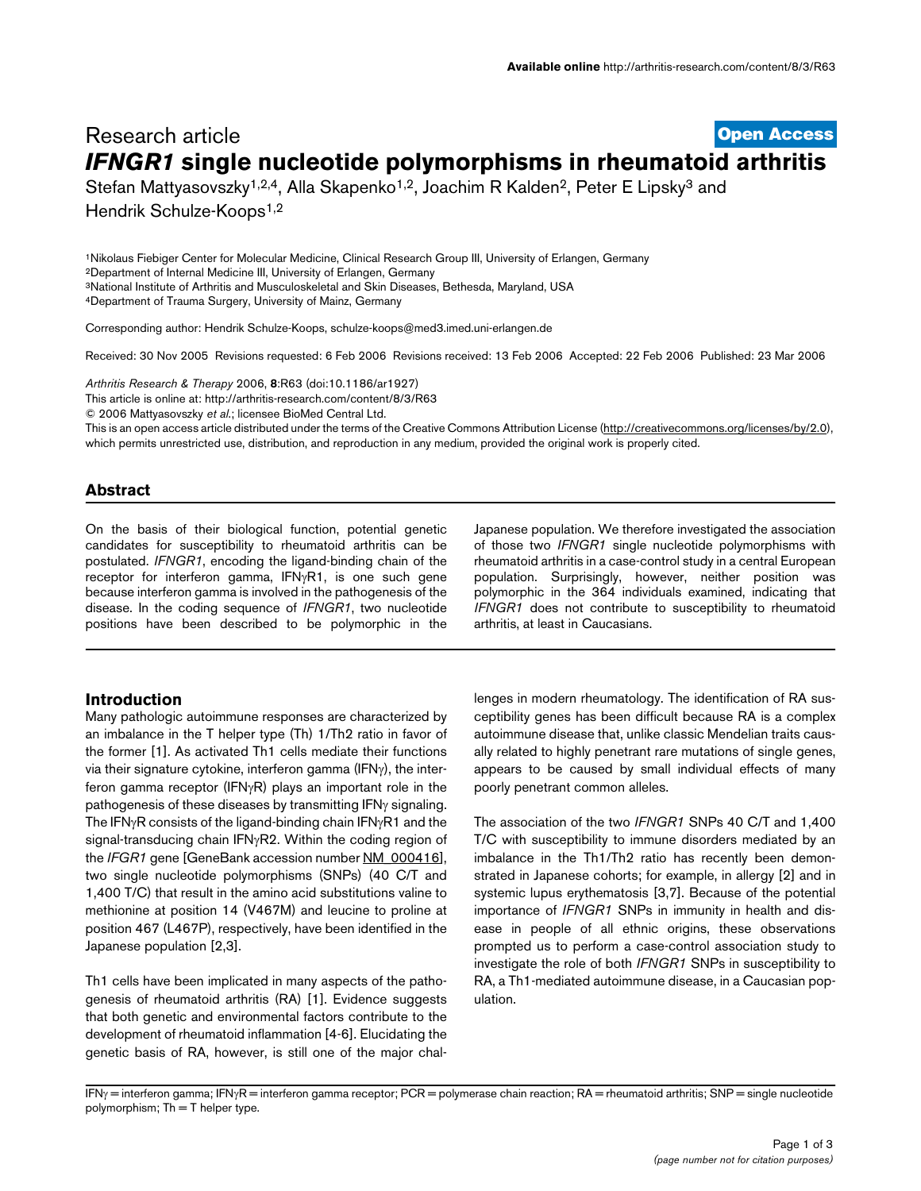Research article

**Open Access**

# *IFNGR1* single nucleotide polymorphisms in rheumatoid arthritis

Stefan Mattyasovszky[1,2,4], Alla Skapenko[1,2], Joachim R Kalden[2], Peter E Lipsky[3] and Hendrik Schulze-Koops[1,2]

[1]Nikolaus Fiebiger Center for Molecular Medicine, Clinical Research Group III, University of Erlangen, Germany
[2]Department of Internal Medicine III, University of Erlangen, Germany
[3]National Institute of Arthritis and Musculoskeletal and Skin Diseases, Bethesda, Maryland, USA
[4]Department of Trauma Surgery, University of Mainz, Germany

Corresponding author: Hendrik Schulze-Koops, schulze-koops@med3.imed.uni-erlangen.de

Received: 30 Nov 2005 Revisions requested: 6 Feb 2006 Revisions received: 13 Feb 2006 Accepted: 22 Feb 2006 Published: 23 Mar 2006

*Arthritis Research & Therapy* 2006, **8**:R63 (doi:10.1186/ar1927)
This article is online at: http://arthritis-research.com/content/8/3/R63
© 2006 Mattyasovszky *et al.*; licensee BioMed Central Ltd.
This is an open access article distributed under the terms of the Creative Commons Attribution License (http://creativecommons.org/licenses/by/2.0), which permits unrestricted use, distribution, and reproduction in any medium, provided the original work is properly cited.

## Abstract

On the basis of their biological function, potential genetic candidates for susceptibility to rheumatoid arthritis can be postulated. *IFNGR1*, encoding the ligand-binding chain of the receptor for interferon gamma, IFNγR1, is one such gene because interferon gamma is involved in the pathogenesis of the disease. In the coding sequence of *IFNGR1*, two nucleotide positions have been described to be polymorphic in the Japanese population. We therefore investigated the association of those two *IFNGR1* single nucleotide polymorphisms with rheumatoid arthritis in a case-control study in a central European population. Surprisingly, however, neither position was polymorphic in the 364 individuals examined, indicating that *IFNGR1* does not contribute to susceptibility to rheumatoid arthritis, at least in Caucasians.

## Introduction

Many pathologic autoimmune responses are characterized by an imbalance in the T helper type (Th) 1/Th2 ratio in favor of the former [1]. As activated Th1 cells mediate their functions via their signature cytokine, interferon gamma (IFNγ), the interferon gamma receptor (IFNγR) plays an important role in the pathogenesis of these diseases by transmitting IFNγ signaling. The IFNγR consists of the ligand-binding chain IFNγR1 and the signal-transducing chain IFNγR2. Within the coding region of the *IFGR1* gene [GeneBank accession number NM_000416], two single nucleotide polymorphisms (SNPs) (40 C/T and 1,400 T/C) that result in the amino acid substitutions valine to methionine at position 14 (V467M) and leucine to proline at position 467 (L467P), respectively, have been identified in the Japanese population [2,3].

Th1 cells have been implicated in many aspects of the pathogenesis of rheumatoid arthritis (RA) [1]. Evidence suggests that both genetic and environmental factors contribute to the development of rheumatoid inflammation [4-6]. Elucidating the genetic basis of RA, however, is still one of the major challenges in modern rheumatology. The identification of RA susceptibility genes has been difficult because RA is a complex autoimmune disease that, unlike classic Mendelian traits causally related to highly penetrant rare mutations of single genes, appears to be caused by small individual effects of many poorly penetrant common alleles.

The association of the two *IFNGR1* SNPs 40 C/T and 1,400 T/C with susceptibility to immune disorders mediated by an imbalance in the Th1/Th2 ratio has recently been demonstrated in Japanese cohorts; for example, in allergy [2] and in systemic lupus erythematosis [3,7]. Because of the potential importance of *IFNGR1* SNPs in immunity in health and disease in people of all ethnic origins, these observations prompted us to perform a case-control association study to investigate the role of both *IFNGR1* SNPs in susceptibility to RA, a Th1-mediated autoimmune disease, in a Caucasian population.

IFNγ = interferon gamma; IFNγR = interferon gamma receptor; PCR = polymerase chain reaction; RA = rheumatoid arthritis; SNP = single nucleotide polymorphism; Th = T helper type.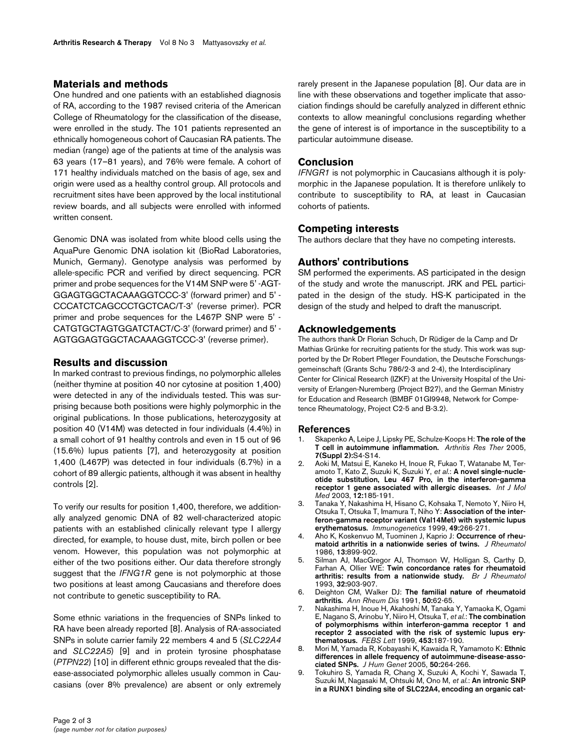## Materials and methods

One hundred and one patients with an established diagnosis of RA, according to the 1987 revised criteria of the American College of Rheumatology for the classification of the disease, were enrolled in the study. The 101 patients represented an ethnically homogeneous cohort of Caucasian RA patients. The median (range) age of the patients at time of the analysis was 63 years (17–81 years), and 76% were female. A cohort of 171 healthy individuals matched on the basis of age, sex and origin were used as a healthy control group. All protocols and recruitment sites have been approved by the local institutional review boards, and all subjects were enrolled with informed written consent.

Genomic DNA was isolated from white blood cells using the AquaPure Genomic DNA isolation kit (BioRad Laboratories, Munich, Germany). Genotype analysis was performed by allele-specific PCR and verified by direct sequencing. PCR primer and probe sequences for the V14M SNP were 5' -AGT-GGAGTGGCTACAAAGGTCCC-3' (forward primer) and 5' -CCCATCTCAGCCCTGCTCAC/T-3' (reverse primer). PCR primer and probe sequences for the L467P SNP were 5' -CATGTGCTAGTGGATCTACT/C-3' (forward primer) and 5' -AGTGGAGTGGCTACAAAGGTCCC-3' (reverse primer).

## Results and discussion

In marked contrast to previous findings, no polymorphic alleles (neither thymine at position 40 nor cytosine at position 1,400) were detected in any of the individuals tested. This was surprising because both positions were highly polymorphic in the original publications. In those publications, heterozygosity at position 40 (V14M) was detected in four individuals (4.4%) in a small cohort of 91 healthy controls and even in 15 out of 96 (15.6%) lupus patients [7], and heterozygosity at position 1,400 (L467P) was detected in four individuals (6.7%) in a cohort of 89 allergic patients, although it was absent in healthy controls [2].

To verify our results for position 1,400, therefore, we additionally analyzed genomic DNA of 82 well-characterized atopic patients with an established clinically relevant type I allergy directed, for example, to house dust, mite, birch pollen or bee venom. However, this population was not polymorphic at either of the two positions either. Our data therefore strongly suggest that the *IFNG1R* gene is not polymorphic at those two positions at least among Caucasians and therefore does not contribute to genetic susceptibility to RA.

Some ethnic variations in the frequencies of SNPs linked to RA have been already reported [8]. Analysis of RA-associated SNPs in solute carrier family 22 members 4 and 5 (*SLC22A4* and *SLC22A5*) [9] and in protein tyrosine phosphatase (*PTPN22*) [10] in different ethnic groups revealed that the disease-associated polymorphic alleles usually common in Caucasians (over 8% prevalence) are absent or only extremely rarely present in the Japanese population [8]. Our data are in line with these observations and together implicate that association findings should be carefully analyzed in different ethnic contexts to allow meaningful conclusions regarding whether the gene of interest is of importance in the susceptibility to a particular autoimmune disease.

## Conclusion

*IFNGR1* is not polymorphic in Caucasians although it is polymorphic in the Japanese population. It is therefore unlikely to contribute to susceptibility to RA, at least in Caucasian cohorts of patients.

## Competing interests

The authors declare that they have no competing interests.

## Authors' contributions

SM performed the experiments. AS participated in the design of the study and wrote the manuscript. JRK and PEL participated in the design of the study. HS-K participated in the design of the study and helped to draft the manuscript.

## Acknowledgements

The authors thank Dr Florian Schuch, Dr Rüdiger de la Camp and Dr Mathias Grünke for recruiting patients for the study. This work was supported by the Dr Robert Pfleger Foundation, the Deutsche Forschungsgemeinschaft (Grants Schu 786/2-3 and 2-4), the Interdisciplinary Center for Clinical Research (IZKF) at the University Hospital of the University of Erlangen-Nuremberg (Project B27), and the German Ministry for Education and Research (BMBF 01GI9948, Network for Competence Rheumatology, Project C2-5 and B-3.2).

## References

1. Skapenko A, Leipe J, Lipsky PE, Schulze-Koops H: **The role of the T cell in autoimmune inflammation.** *Arthritis Res Ther* 2005, **7(Suppl 2):**S4-S14.
2. Aoki M, Matsui E, Kaneko H, Inoue R, Fukao T, Watanabe M, Teramoto T, Kato Z, Suzuki K, Suzuki Y, *et al.*: **A novel single-nucleotide substitution, Leu 467 Pro, in the interferon-gamma receptor 1 gene associated with allergic diseases.** *Int J Mol Med* 2003, **12:**185-191.
3. Tanaka Y, Nakashima H, Hisano C, Kohsaka T, Nemoto Y, Niiro H, Otsuka T, Otsuka T, Imamura T, Niho Y: **Association of the interferon-gamma receptor variant (Val14Met) with systemic lupus erythematosus.** *Immunogenetics* 1999, **49:**266-271.
4. Aho K, Koskenvuo M, Tuominen J, Kaprio J: **Occurrence of rheumatoid arthritis in a nationwide series of twins.** *J Rheumatol* 1986, **13:**899-902.
5. Silman AJ, MacGregor AJ, Thomson W, Holligan S, Carthy D, Farhan A, Ollier WE: **Twin concordance rates for rheumatoid arthritis: results from a nationwide study.** *Br J Rheumatol* 1993, **32:**903-907.
6. Deighton CM, Walker DJ: **The familial nature of rheumatoid arthritis.** *Ann Rheum Dis* 1991, **50:**62-65.
7. Nakashima H, Inoue H, Akahoshi M, Tanaka Y, Yamaoka K, Ogami E, Nagano S, Arinobu Y, Niiro H, Otsuka T, *et al.*: **The combination of polymorphisms within interferon-gamma receptor 1 and receptor 2 associated with the risk of systemic lupus erythematosus.** *FEBS Lett* 1999, **453:**187-190.
8. Mori M, Yamada R, Kobayashi K, Kawaida R, Yamamoto K: **Ethnic differences in allele frequency of autoimmune-disease-associated SNPs.** *J Hum Genet* 2005, **50:**264-266.
9. Tokuhiro S, Yamada R, Chang X, Suzuki A, Kochi Y, Sawada T, Suzuki M, Nagasaki M, Ohtsuki M, Ono M, *et al.*: **An intronic SNP in a RUNX1 binding site of SLC22A4, encoding an organic cat-**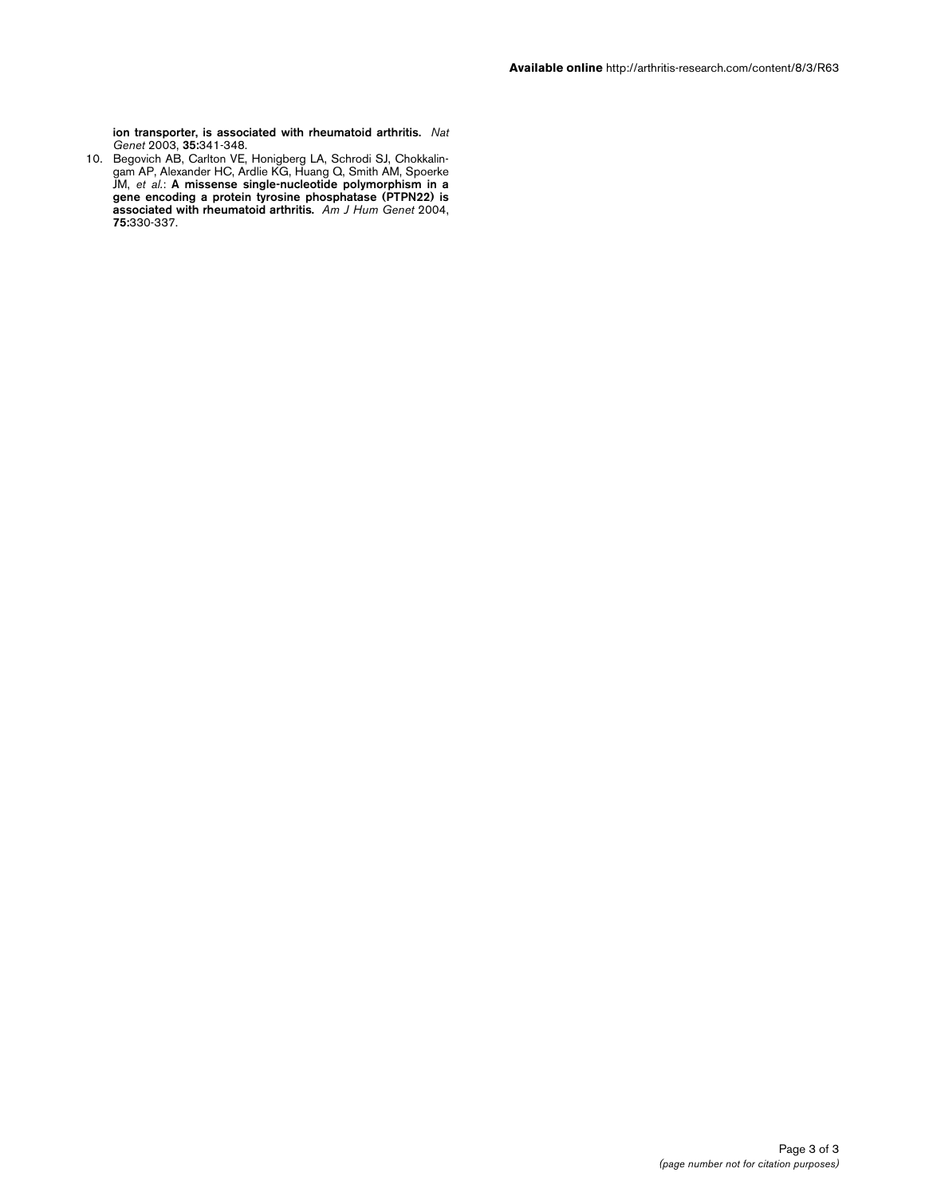**ion transporter, is associated with rheumatoid arthritis.** *Nat Genet* 2003, **35:**341-348.

10. Begovich AB, Carlton VE, Honigberg LA, Schrodi SJ, Chokkalingam AP, Alexander HC, Ardlie KG, Huang Q, Smith AM, Spoerke JM, *et al.*: **A missense single-nucleotide polymorphism in a gene encoding a protein tyrosine phosphatase (PTPN22) is associated with rheumatoid arthritis.** *Am J Hum Genet* 2004, **75:**330-337.